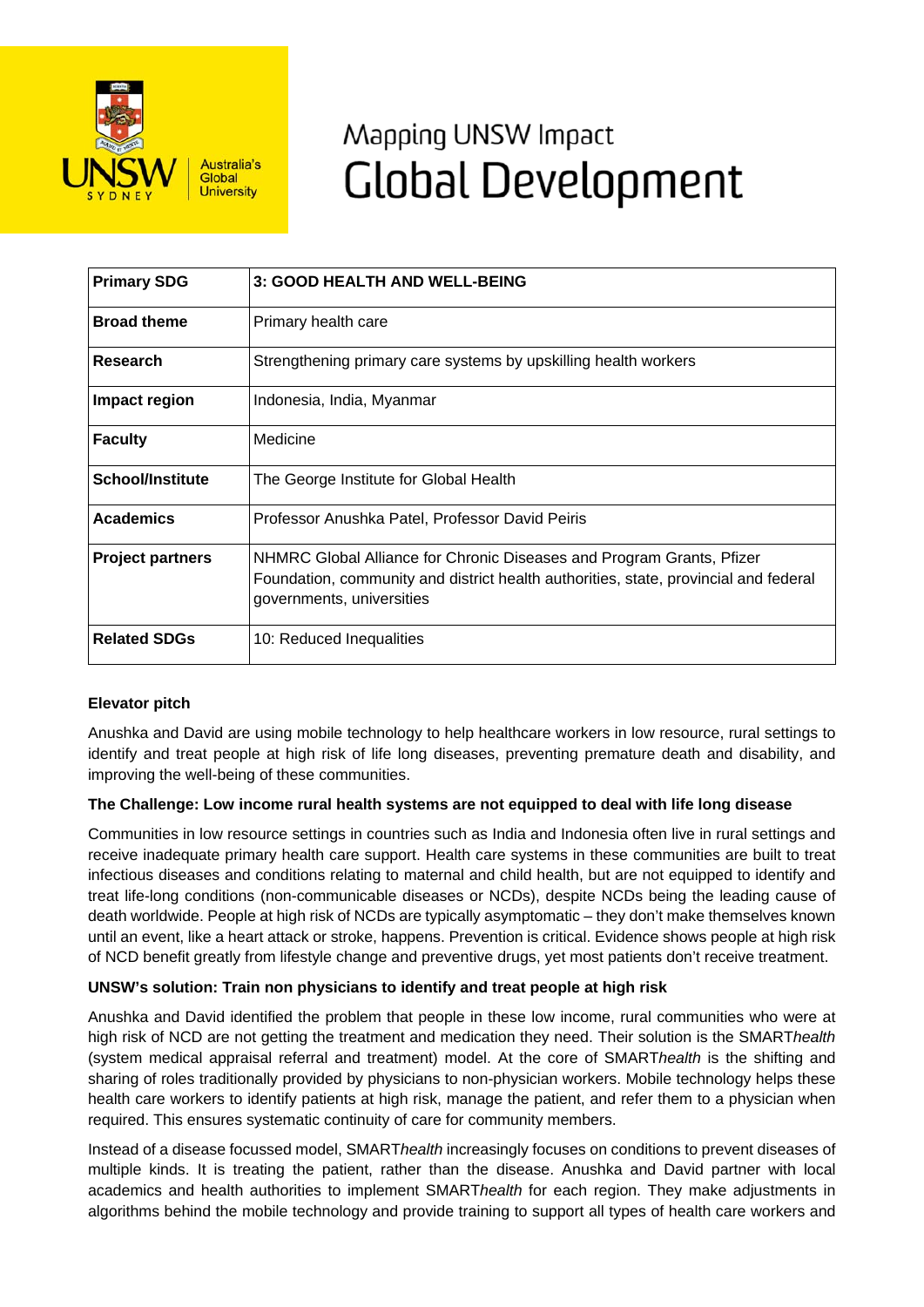# Mapping UNSW Impact
# Global Development

| Primary SDG | 3: GOOD HEALTH AND WELL-BEING |
|---|---|
| Broad theme | Primary health care |
| Research | Strengthening primary care systems by upskilling health workers |
| Impact region | Indonesia, India, Myanmar |
| Faculty | Medicine |
| School/Institute | The George Institute for Global Health |
| Academics | Professor Anushka Patel, Professor David Peiris |
| Project partners | NHMRC Global Alliance for Chronic Diseases and Program Grants, Pfizer Foundation, community and district health authorities, state, provincial and federal governments, universities |
| Related SDGs | 10: Reduced Inequalities |

**Elevator pitch**

Anushka and David are using mobile technology to help healthcare workers in low resource, rural settings to identify and treat people at high risk of life long diseases, preventing premature death and disability, and improving the well-being of these communities.

**The Challenge: Low income rural health systems are not equipped to deal with life long disease**

Communities in low resource settings in countries such as India and Indonesia often live in rural settings and receive inadequate primary health care support. Health care systems in these communities are built to treat infectious diseases and conditions relating to maternal and child health, but are not equipped to identify and treat life-long conditions (non-communicable diseases or NCDs), despite NCDs being the leading cause of death worldwide. People at high risk of NCDs are typically asymptomatic – they don't make themselves known until an event, like a heart attack or stroke, happens. Prevention is critical. Evidence shows people at high risk of NCD benefit greatly from lifestyle change and preventive drugs, yet most patients don't receive treatment.

**UNSW's solution: Train non physicians to identify and treat people at high risk**

Anushka and David identified the problem that people in these low income, rural communities who were at high risk of NCD are not getting the treatment and medication they need. Their solution is the SMART*health* (system medical appraisal referral and treatment) model. At the core of SMART*health* is the shifting and sharing of roles traditionally provided by physicians to non-physician workers. Mobile technology helps these health care workers to identify patients at high risk, manage the patient, and refer them to a physician when required. This ensures systematic continuity of care for community members.

Instead of a disease focussed model, SMART*health* increasingly focuses on conditions to prevent diseases of multiple kinds. It is treating the patient, rather than the disease. Anushka and David partner with local academics and health authorities to implement SMART*health* for each region. They make adjustments in algorithms behind the mobile technology and provide training to support all types of health care workers and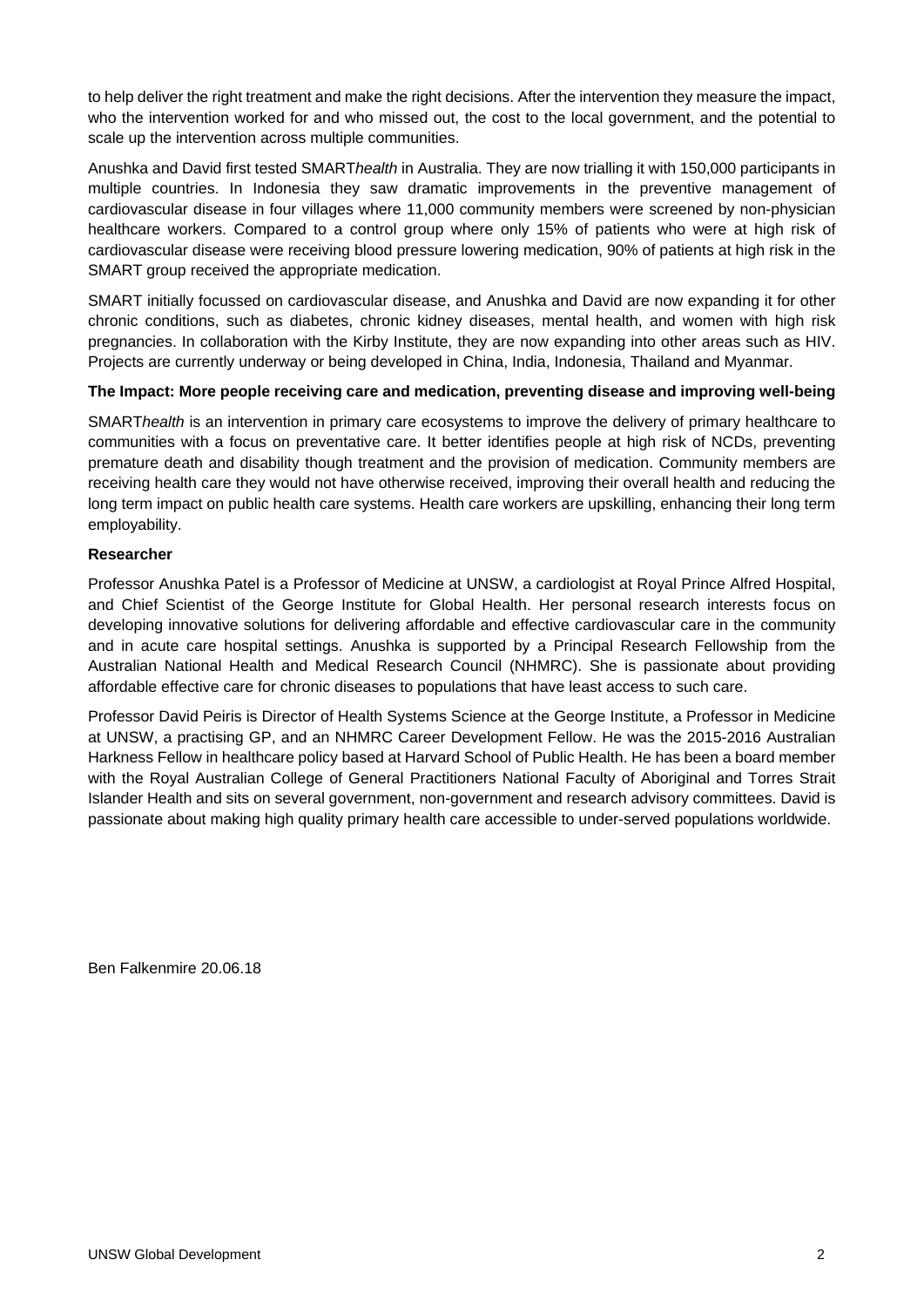to help deliver the right treatment and make the right decisions. After the intervention they measure the impact, who the intervention worked for and who missed out, the cost to the local government, and the potential to scale up the intervention across multiple communities.

Anushka and David first tested SMART*health* in Australia. They are now trialling it with 150,000 participants in multiple countries. In Indonesia they saw dramatic improvements in the preventive management of cardiovascular disease in four villages where 11,000 community members were screened by non-physician healthcare workers. Compared to a control group where only 15% of patients who were at high risk of cardiovascular disease were receiving blood pressure lowering medication, 90% of patients at high risk in the SMART group received the appropriate medication.

SMART initially focussed on cardiovascular disease, and Anushka and David are now expanding it for other chronic conditions, such as diabetes, chronic kidney diseases, mental health, and women with high risk pregnancies. In collaboration with the Kirby Institute, they are now expanding into other areas such as HIV. Projects are currently underway or being developed in China, India, Indonesia, Thailand and Myanmar.

**The Impact: More people receiving care and medication, preventing disease and improving well-being**

SMART*health* is an intervention in primary care ecosystems to improve the delivery of primary healthcare to communities with a focus on preventative care. It better identifies people at high risk of NCDs, preventing premature death and disability though treatment and the provision of medication. Community members are receiving health care they would not have otherwise received, improving their overall health and reducing the long term impact on public health care systems. Health care workers are upskilling, enhancing their long term employability.

**Researcher**

Professor Anushka Patel is a Professor of Medicine at UNSW, a cardiologist at Royal Prince Alfred Hospital, and Chief Scientist of the George Institute for Global Health. Her personal research interests focus on developing innovative solutions for delivering affordable and effective cardiovascular care in the community and in acute care hospital settings. Anushka is supported by a Principal Research Fellowship from the Australian National Health and Medical Research Council (NHMRC). She is passionate about providing affordable effective care for chronic diseases to populations that have least access to such care.

Professor David Peiris is Director of Health Systems Science at the George Institute, a Professor in Medicine at UNSW, a practising GP, and an NHMRC Career Development Fellow. He was the 2015-2016 Australian Harkness Fellow in healthcare policy based at Harvard School of Public Health. He has been a board member with the Royal Australian College of General Practitioners National Faculty of Aboriginal and Torres Strait Islander Health and sits on several government, non-government and research advisory committees. David is passionate about making high quality primary health care accessible to under-served populations worldwide.

Ben Falkenmire 20.06.18